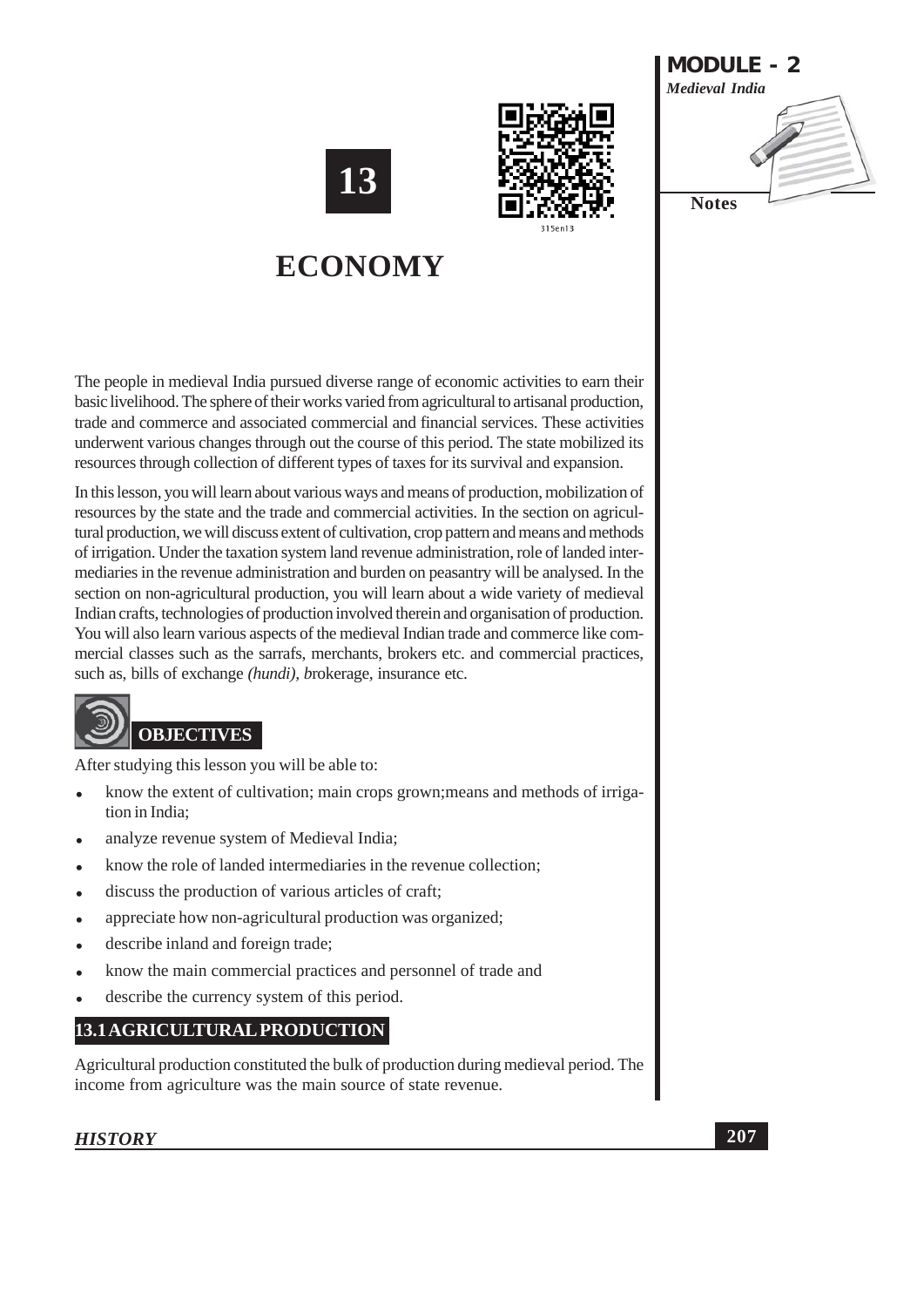# 13

# ECONOMY

The people in medieval India pursued diverse range of economic activities to earn their basic livelihood. The sphere of their works varied from agricultural to artisanal production, trade and commerce and associated commercial and financial services. These activities underwent various changes through out the course of this period. The state mobilized its resources through collection of different types of taxes for its survival and expansion.

In this lesson, you will learn about various ways and means of production, mobilization of resources by the state and the trade and commercial activities. In the section on agricultural production, we will discuss extent of cultivation, crop pattern and means and methods of irrigation. Under the taxation system land revenue administration, role of landed intermediaries in the revenue administration and burden on peasantry will be analysed. In the section on non-agricultural production, you will learn about a wide variety of medieval Indian crafts, technologies of production involved therein and organisation of production. You will also learn various aspects of the medieval Indian trade and commerce like commercial classes such as the sarrafs, merchants, brokers etc. and commercial practices, such as, bills of exchange *(hundi)*, *b*rokerage, insurance etc.

## OBJECTIVES

After studying this lesson you will be able to:

- know the extent of cultivation; main crops grown;means and methods of irrigation in India;
- analyze revenue system of Medieval India;
- know the role of landed intermediaries in the revenue collection;
- discuss the production of various articles of craft;
- appreciate how non-agricultural production was organized;
- describe inland and foreign trade;
- know the main commercial practices and personnel of trade and
- describe the currency system of this period.

## 13.1 AGRICULTURAL PRODUCTION

Agricultural production constituted the bulk of production during medieval period. The income from agriculture was the main source of state revenue.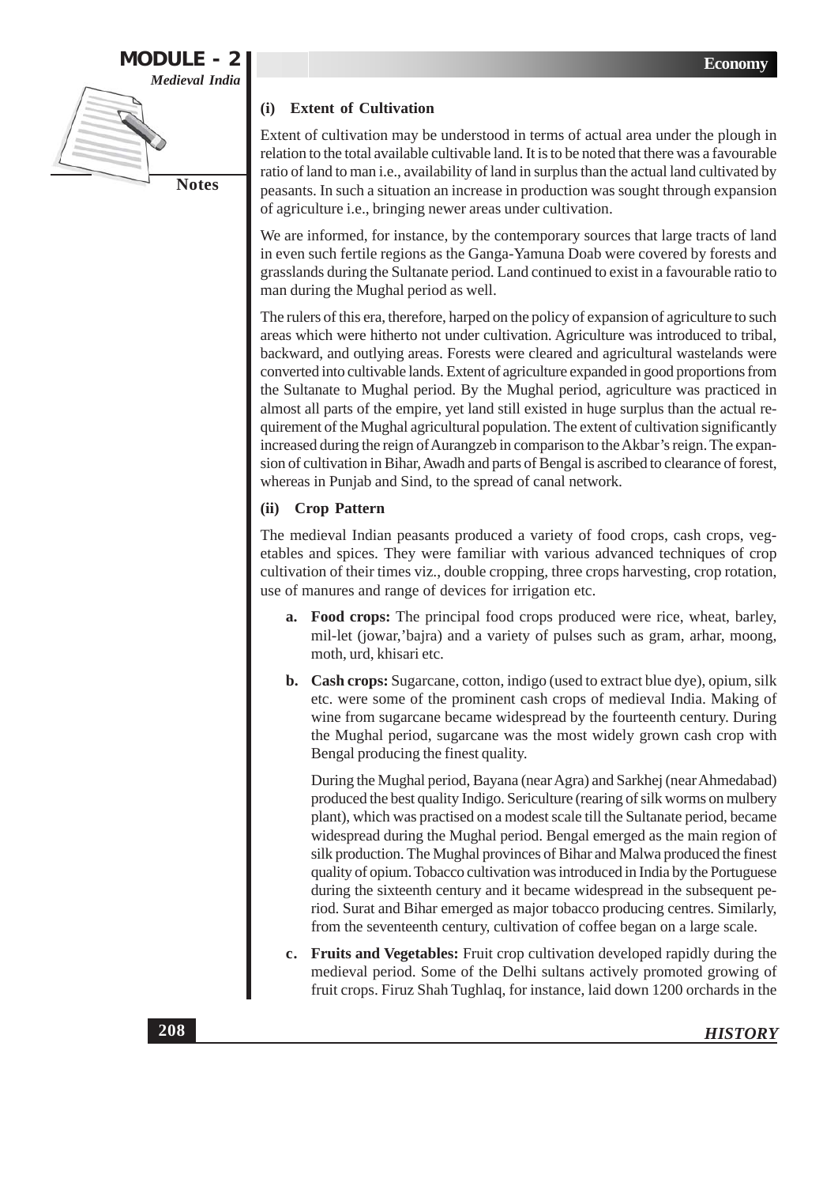### (i) Extent of Cultivation

Extent of cultivation may be understood in terms of actual area under the plough in relation to the total available cultivable land. It is to be noted that there was a favourable ratio of land to man i.e., availability of land in surplus than the actual land cultivated by peasants. In such a situation an increase in production was sought through expansion of agriculture i.e., bringing newer areas under cultivation.

We are informed, for instance, by the contemporary sources that large tracts of land in even such fertile regions as the Ganga-Yamuna Doab were covered by forests and grasslands during the Sultanate period. Land continued to exist in a favourable ratio to man during the Mughal period as well.

The rulers of this era, therefore, harped on the policy of expansion of agriculture to such areas which were hitherto not under cultivation. Agriculture was introduced to tribal, backward, and outlying areas. Forests were cleared and agricultural wastelands were converted into cultivable lands. Extent of agriculture expanded in good proportions from the Sultanate to Mughal period. By the Mughal period, agriculture was practiced in almost all parts of the empire, yet land still existed in huge surplus than the actual requirement of the Mughal agricultural population. The extent of cultivation significantly increased during the reign of Aurangzeb in comparison to the Akbar's reign. The expansion of cultivation in Bihar, Awadh and parts of Bengal is ascribed to clearance of forest, whereas in Punjab and Sind, to the spread of canal network.

### (ii) Crop Pattern

The medieval Indian peasants produced a variety of food crops, cash crops, vegetables and spices. They were familiar with various advanced techniques of crop cultivation of their times viz., double cropping, three crops harvesting, crop rotation, use of manures and range of devices for irrigation etc.

a. **Food crops:** The principal food crops produced were rice, wheat, barley, mil-let (jowar,'bajra) and a variety of pulses such as gram, arhar, moong, moth, urd, khisari etc.

b. **Cash crops:** Sugarcane, cotton, indigo (used to extract blue dye), opium, silk etc. were some of the prominent cash crops of medieval India. Making of wine from sugarcane became widespread by the fourteenth century. During the Mughal period, sugarcane was the most widely grown cash crop with Bengal producing the finest quality.

   During the Mughal period, Bayana (near Agra) and Sarkhej (near Ahmedabad) produced the best quality Indigo. Sericulture (rearing of silk worms on mulberry plant), which was practised on a modest scale till the Sultanate period, became widespread during the Mughal period. Bengal emerged as the main region of silk production. The Mughal provinces of Bihar and Malwa produced the finest quality of opium. Tobacco cultivation was introduced in India by the Portuguese during the sixteenth century and it became widespread in the subsequent period. Surat and Bihar emerged as major tobacco producing centres. Similarly, from the seventeenth century, cultivation of coffee began on a large scale.

c. **Fruits and Vegetables:** Fruit crop cultivation developed rapidly during the medieval period. Some of the Delhi sultans actively promoted growing of fruit crops. Firuz Shah Tughlaq, for instance, laid down 1200 orchards in the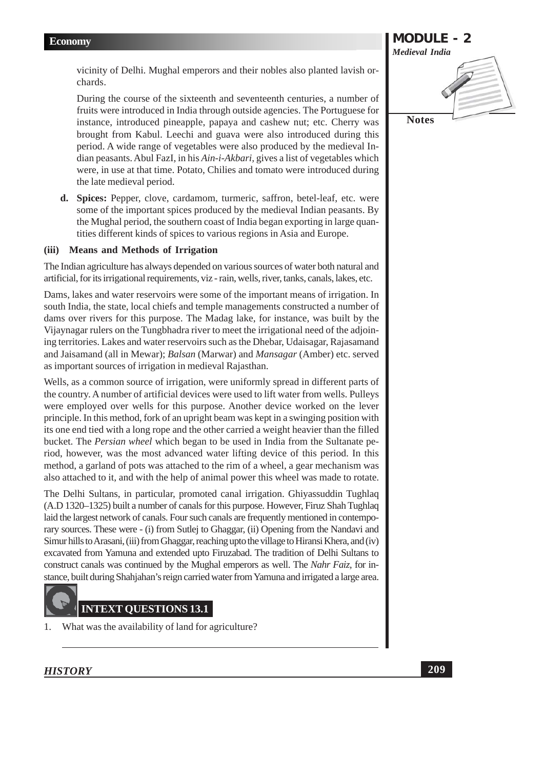vicinity of Delhi. Mughal emperors and their nobles also planted lavish orchards.

During the course of the sixteenth and seventeenth centuries, a number of fruits were introduced in India through outside agencies. The Portuguese for instance, introduced pineapple, papaya and cashew nut; etc. Cherry was brought from Kabul. Leechi and guava were also introduced during this period. A wide range of vegetables were also produced by the medieval Indian peasants. Abul FazI, in his *Ain-i-Akbari*, gives a list of vegetables which were, in use at that time. Potato, Chilies and tomato were introduced during the late medieval period.

d. **Spices:** Pepper, clove, cardamom, turmeric, saffron, betel-leaf, etc. were some of the important spices produced by the medieval Indian peasants. By the Mughal period, the southern coast of India began exporting in large quantities different kinds of spices to various regions in Asia and Europe.

### (iii) Means and Methods of Irrigation

The Indian agriculture has always depended on various sources of water both natural and artificial, for its irrigational requirements, viz - rain, wells, river, tanks, canals, lakes, etc.

Dams, lakes and water reservoirs were some of the important means of irrigation. In south India, the state, local chiefs and temple managements constructed a number of dams over rivers for this purpose. The Madag lake, for instance, was built by the Vijaynagar rulers on the Tungbhadra river to meet the irrigational need of the adjoining territories. Lakes and water reservoirs such as the Dhebar, Udaisagar, Rajasamand and Jaisamand (all in Mewar); *Balsan* (Marwar) and *Mansagar* (Amber) etc. served as important sources of irrigation in medieval Rajasthan.

Wells, as a common source of irrigation, were uniformly spread in different parts of the country. A number of artificial devices were used to lift water from wells. Pulleys were employed over wells for this purpose. Another device worked on the lever principle. In this method, fork of an upright beam was kept in a swinging position with its one end tied with a long rope and the other carried a weight heavier than the filled bucket. The *Persian wheel* which began to be used in India from the Sultanate period, however, was the most advanced water lifting device of this period. In this method, a garland of pots was attached to the rim of a wheel, a gear mechanism was also attached to it, and with the help of animal power this wheel was made to rotate.

The Delhi Sultans, in particular, promoted canal irrigation. Ghiyassuddin Tughlaq (A.D 1320–1325) built a number of canals for this purpose. However, Firuz Shah Tughlaq laid the largest network of canals. Four such canals are frequently mentioned in contemporary sources. These were - (i) from Sutlej to Ghaggar, (ii) Opening from the Nandavi and Simur hills to Arasani, (iii) from Ghaggar, reaching upto the village to Hiransi Khera, and (iv) excavated from Yamuna and extended upto Firuzabad. The tradition of Delhi Sultans to construct canals was continued by the Mughal emperors as well. The *Nahr Faiz*, for instance, built during Shahjahan's reign carried water from Yamuna and irrigated a large area.

## INTEXT QUESTIONS 13.1

1. What was the availability of land for agriculture?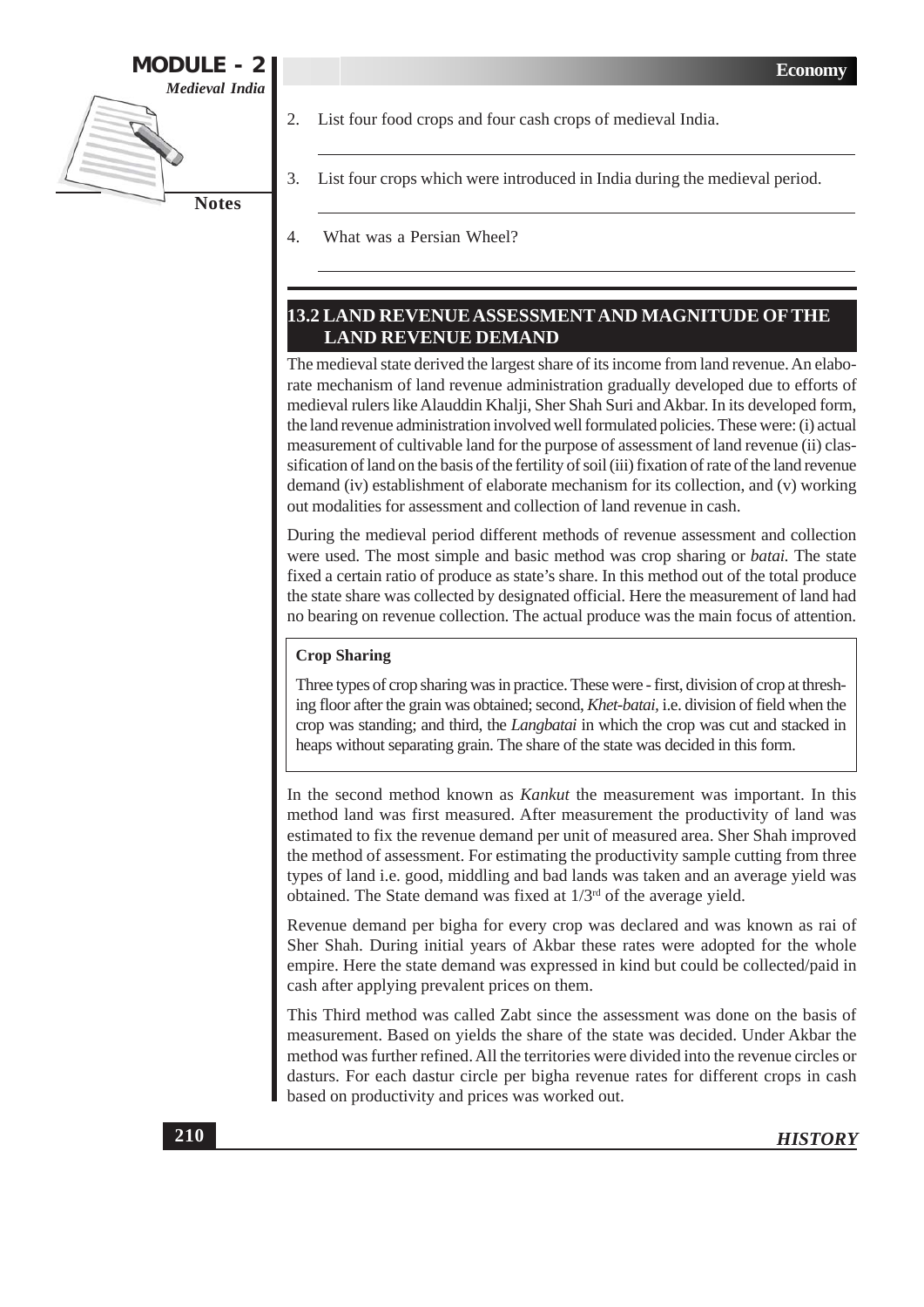2. List four food crops and four cash crops of medieval India.

3. List four crops which were introduced in India during the medieval period.

4. What was a Persian Wheel?

## 13.2 LAND REVENUE ASSESSMENT AND MAGNITUDE OF THE LAND REVENUE DEMAND

The medieval state derived the largest share of its income from land revenue. An elaborate mechanism of land revenue administration gradually developed due to efforts of medieval rulers like Alauddin Khalji, Sher Shah Suri and Akbar. In its developed form, the land revenue administration involved well formulated policies. These were: (i) actual measurement of cultivable land for the purpose of assessment of land revenue (ii) classification of land on the basis of the fertility of soil (iii) fixation of rate of the land revenue demand (iv) establishment of elaborate mechanism for its collection, and (v) working out modalities for assessment and collection of land revenue in cash.

During the medieval period different methods of revenue assessment and collection were used. The most simple and basic method was crop sharing or *batai.* The state fixed a certain ratio of produce as state's share. In this method out of the total produce the state share was collected by designated official. Here the measurement of land had no bearing on revenue collection. The actual produce was the main focus of attention.

**Crop Sharing**

Three types of crop sharing was in practice. These were - first, division of crop at threshing floor after the grain was obtained; second, *Khet-batai*, i.e. division of field when the crop was standing; and third, the *Langbatai* in which the crop was cut and stacked in heaps without separating grain. The share of the state was decided in this form.

In the second method known as *Kankut* the measurement was important. In this method land was first measured. After measurement the productivity of land was estimated to fix the revenue demand per unit of measured area. Sher Shah improved the method of assessment. For estimating the productivity sample cutting from three types of land i.e. good, middling and bad lands was taken and an average yield was obtained. The State demand was fixed at 1/3rd of the average yield.

Revenue demand per bigha for every crop was declared and was known as rai of Sher Shah. During initial years of Akbar these rates were adopted for the whole empire. Here the state demand was expressed in kind but could be collected/paid in cash after applying prevalent prices on them.

This Third method was called Zabt since the assessment was done on the basis of measurement. Based on yields the share of the state was decided. Under Akbar the method was further refined. All the territories were divided into the revenue circles or dasturs. For each dastur circle per bigha revenue rates for different crops in cash based on productivity and prices was worked out.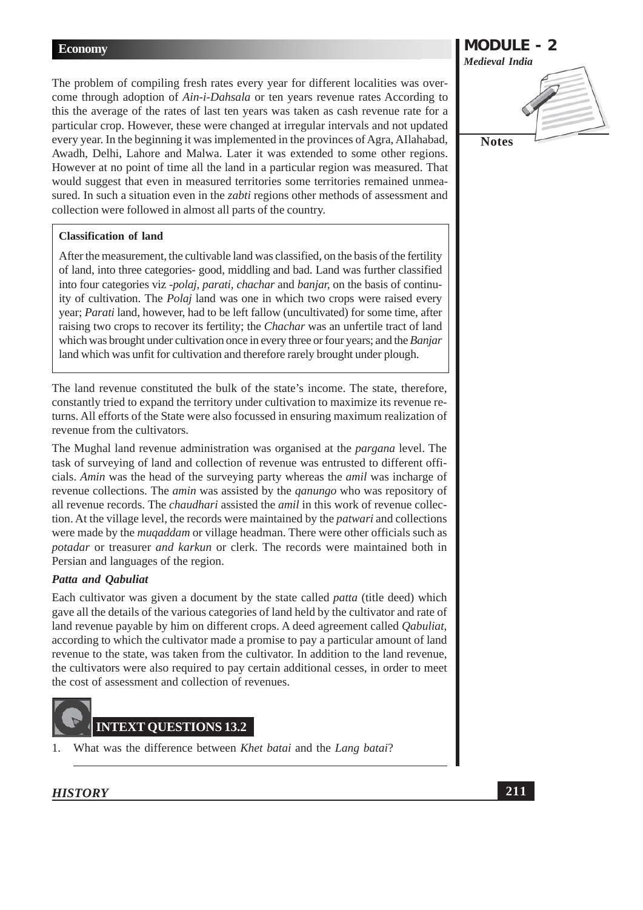The problem of compiling fresh rates every year for different localities was overcome through adoption of *Ain-i-Dahsala* or ten years revenue rates According to this the average of the rates of last ten years was taken as cash revenue rate for a particular crop. However, these were changed at irregular intervals and not updated every year. In the beginning it was implemented in the provinces of Agra, Allahabad, Awadh, Delhi, Lahore and Malwa. Later it was extended to some other regions. However at no point of time all the land in a particular region was measured. That would suggest that even in measured territories some territories remained unmeasured. In such a situation even in the *zabti* regions other methods of assessment and collection were followed in almost all parts of the country.

**Classification of land**

After the measurement, the cultivable land was classified, on the basis of the fertility of land, into three categories- good, middling and bad. Land was further classified into four categories viz -*polaj, parati, chachar* and *banjar*, on the basis of continuity of cultivation. The *Polaj* land was one in which two crops were raised every year; *Parati* land, however, had to be left fallow (uncultivated) for some time, after raising two crops to recover its fertility; the *Chachar* was an unfertile tract of land which was brought under cultivation once in every three or four years; and the *Banjar* land which was unfit for cultivation and therefore rarely brought under plough.

The land revenue constituted the bulk of the state's income. The state, therefore, constantly tried to expand the territory under cultivation to maximize its revenue returns. All efforts of the State were also focussed in ensuring maximum realization of revenue from the cultivators.

The Mughal land revenue administration was organised at the *pargana* level. The task of surveying of land and collection of revenue was entrusted to different officials. *Amin* was the head of the surveying party whereas the *amil* was incharge of revenue collections. The *amin* was assisted by the *qanungo* who was repository of all revenue records. The *chaudhari* assisted the *amil* in this work of revenue collection. At the village level, the records were maintained by the *patwari* and collections were made by the *muqaddam* or village headman. There were other officials such as *potadar* or treasurer *and karkun* or clerk. The records were maintained both in Persian and languages of the region.

***Patta and Qabuliat***

Each cultivator was given a document by the state called *patta* (title deed) which gave all the details of the various categories of land held by the cultivator and rate of land revenue payable by him on different crops. A deed agreement called *Qabuliat*, according to which the cultivator made a promise to pay a particular amount of land revenue to the state, was taken from the cultivator. In addition to the land revenue, the cultivators were also required to pay certain additional cesses, in order to meet the cost of assessment and collection of revenues.

## INTEXT QUESTIONS 13.2

1. What was the difference between *Khet batai* and the *Lang batai*?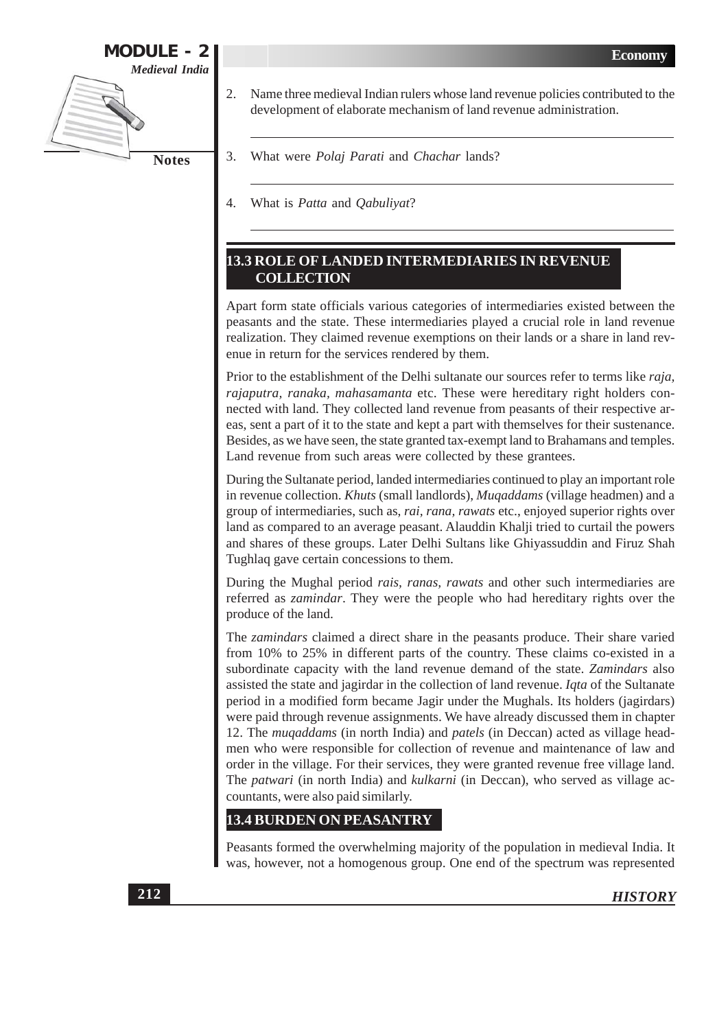2. Name three medieval Indian rulers whose land revenue policies contributed to the development of elaborate mechanism of land revenue administration.

3. What were *Polaj Parati* and *Chachar* lands?

4. What is *Patta* and *Qabuliyat*?

## 13.3 ROLE OF LANDED INTERMEDIARIES IN REVENUE COLLECTION

Apart form state officials various categories of intermediaries existed between the peasants and the state. These intermediaries played a crucial role in land revenue realization. They claimed revenue exemptions on their lands or a share in land revenue in return for the services rendered by them.

Prior to the establishment of the Delhi sultanate our sources refer to terms like *raja, rajaputra, ranaka, mahasamanta* etc. These were hereditary right holders connected with land. They collected land revenue from peasants of their respective areas, sent a part of it to the state and kept a part with themselves for their sustenance. Besides, as we have seen, the state granted tax-exempt land to Brahamans and temples. Land revenue from such areas were collected by these grantees.

During the Sultanate period, landed intermediaries continued to play an important role in revenue collection. *Khuts* (small landlords), *Muqaddams* (village headmen) and a group of intermediaries, such as, *rai, rana, rawats* etc., enjoyed superior rights over land as compared to an average peasant. Alauddin Khalji tried to curtail the powers and shares of these groups. Later Delhi Sultans like Ghiyassuddin and Firuz Shah Tughlaq gave certain concessions to them.

During the Mughal period *rais, ranas, rawats* and other such intermediaries are referred as *zamindar*. They were the people who had hereditary rights over the produce of the land.

The *zamindars* claimed a direct share in the peasants produce. Their share varied from 10% to 25% in different parts of the country. These claims co-existed in a subordinate capacity with the land revenue demand of the state. *Zamindars* also assisted the state and jagirdar in the collection of land revenue. *Iqta* of the Sultanate period in a modified form became Jagir under the Mughals. Its holders (jagirdars) were paid through revenue assignments. We have already discussed them in chapter 12. The *muqaddams* (in north India) and *patels* (in Deccan) acted as village headmen who were responsible for collection of revenue and maintenance of law and order in the village. For their services, they were granted revenue free village land. The *patwari* (in north India) and *kulkarni* (in Deccan), who served as village accountants, were also paid similarly.

## 13.4 BURDEN ON PEASANTRY

Peasants formed the overwhelming majority of the population in medieval India. It was, however, not a homogenous group. One end of the spectrum was represented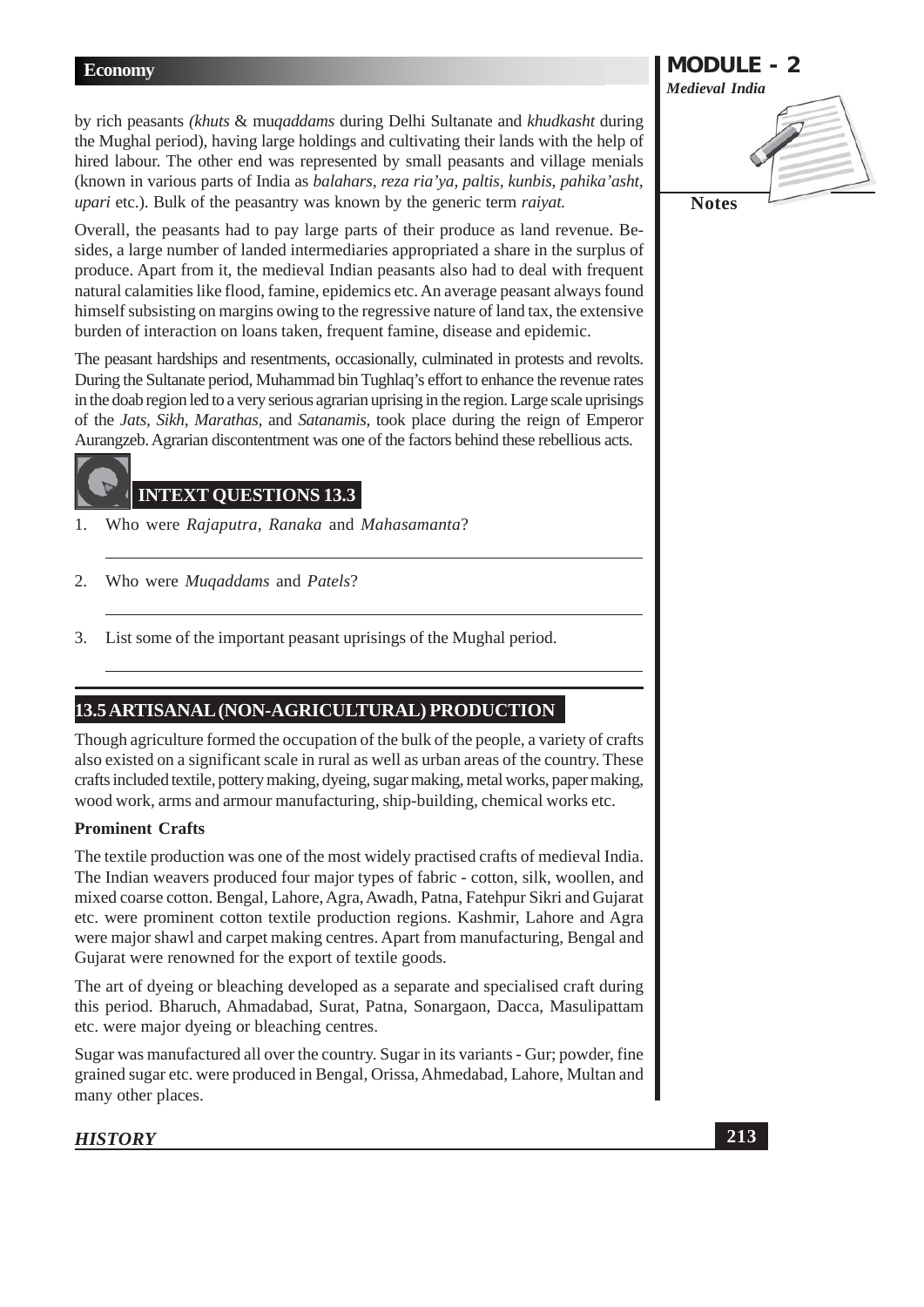by rich peasants *(khuts* & mu*qaddams* during Delhi Sultanate and *khudkasht* during the Mughal period), having large holdings and cultivating their lands with the help of hired labour. The other end was represented by small peasants and village menials (known in various parts of India as *balahars, reza ria'ya, paltis, kunbis, pahika'asht, upari* etc.). Bulk of the peasantry was known by the generic term *raiyat.*

Overall, the peasants had to pay large parts of their produce as land revenue. Besides, a large number of landed intermediaries appropriated a share in the surplus of produce. Apart from it, the medieval Indian peasants also had to deal with frequent natural calamities like flood, famine, epidemics etc. An average peasant always found himself subsisting on margins owing to the regressive nature of land tax, the extensive burden of interaction on loans taken, frequent famine, disease and epidemic.

The peasant hardships and resentments, occasionally, culminated in protests and revolts. During the Sultanate period, Muhammad bin Tughlaq's effort to enhance the revenue rates in the doab region led to a very serious agrarian uprising in the region. Large scale uprisings of the *Jats, Sikh, Marathas,* and *Satanamis,* took place during the reign of Emperor Aurangzeb. Agrarian discontentment was one of the factors behind these rebellious acts.

### INTEXT QUESTIONS 13.3

1. Who were *Rajaputra, Ranaka* and *Mahasamanta*?
2. Who were *Muqaddams* and *Patels*?
3. List some of the important peasant uprisings of the Mughal period.

## 13.5 ARTISANAL (NON-AGRICULTURAL) PRODUCTION

Though agriculture formed the occupation of the bulk of the people, a variety of crafts also existed on a significant scale in rural as well as urban areas of the country. These crafts included textile, pottery making, dyeing, sugar making, metal works, paper making, wood work, arms and armour manufacturing, ship-building, chemical works etc.

**Prominent Crafts**

The textile production was one of the most widely practised crafts of medieval India. The Indian weavers produced four major types of fabric - cotton, silk, woollen, and mixed coarse cotton. Bengal, Lahore, Agra, Awadh, Patna, Fatehpur Sikri and Gujarat etc. were prominent cotton textile production regions. Kashmir, Lahore and Agra were major shawl and carpet making centres. Apart from manufacturing, Bengal and Gujarat were renowned for the export of textile goods.

The art of dyeing or bleaching developed as a separate and specialised craft during this period. Bharuch, Ahmadabad, Surat, Patna, Sonargaon, Dacca, Masulipattam etc. were major dyeing or bleaching centres.

Sugar was manufactured all over the country. Sugar in its variants - Gur; powder, fine grained sugar etc. were produced in Bengal, Orissa, Ahmedabad, Lahore, Multan and many other places.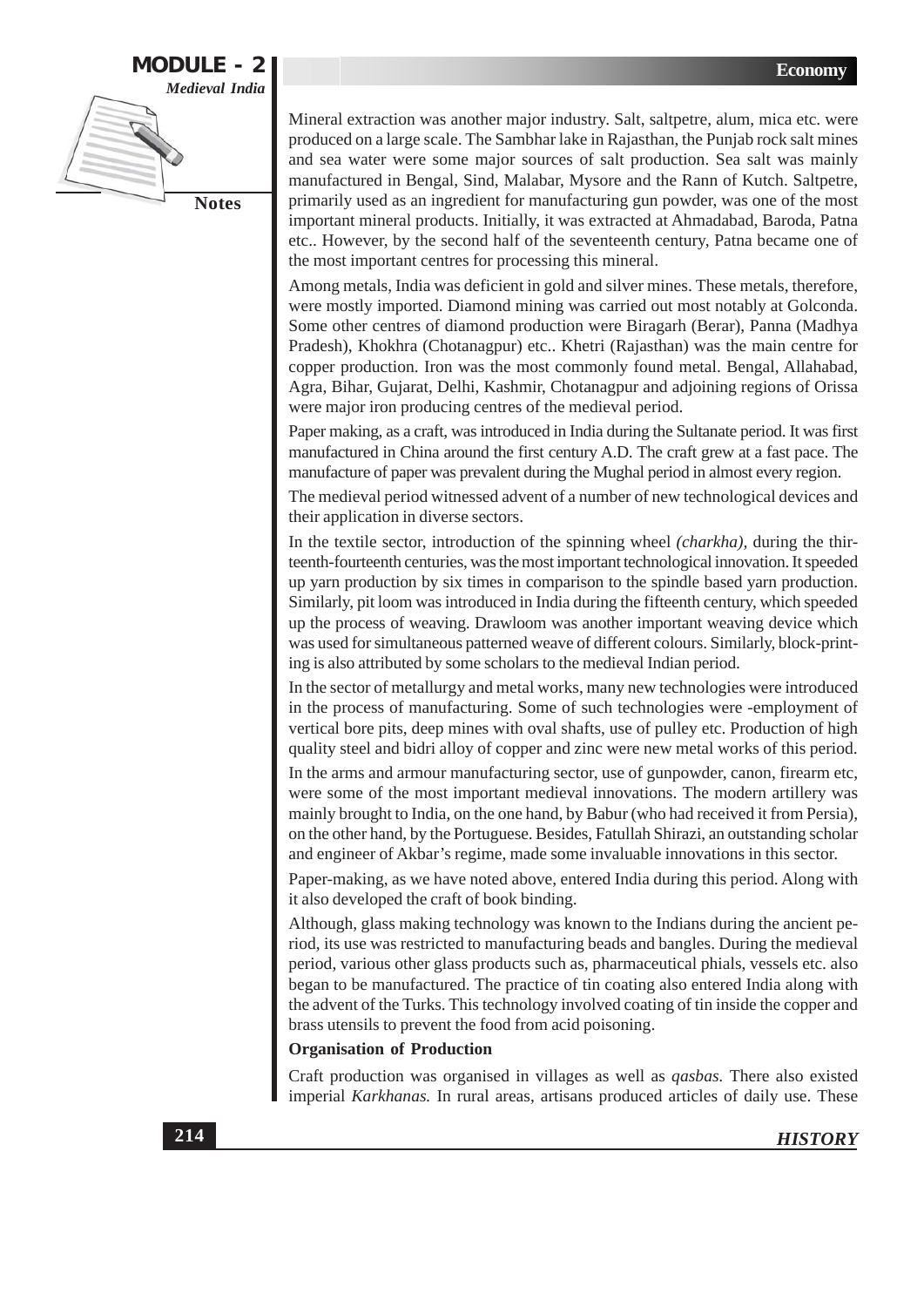Mineral extraction was another major industry. Salt, saltpetre, alum, mica etc. were produced on a large scale. The Sambhar lake in Rajasthan, the Punjab rock salt mines and sea water were some major sources of salt production. Sea salt was mainly manufactured in Bengal, Sind, Malabar, Mysore and the Rann of Kutch. Saltpetre, primarily used as an ingredient for manufacturing gun powder, was one of the most important mineral products. Initially, it was extracted at Ahmadabad, Baroda, Patna etc.. However, by the second half of the seventeenth century, Patna became one of the most important centres for processing this mineral.

Among metals, India was deficient in gold and silver mines. These metals, therefore, were mostly imported. Diamond mining was carried out most notably at Golconda. Some other centres of diamond production were Biragarh (Berar), Panna (Madhya Pradesh), Khokhra (Chotanagpur) etc.. Khetri (Rajasthan) was the main centre for copper production. Iron was the most commonly found metal. Bengal, Allahabad, Agra, Bihar, Gujarat, Delhi, Kashmir, Chotanagpur and adjoining regions of Orissa were major iron producing centres of the medieval period.

Paper making, as a craft, was introduced in India during the Sultanate period. It was first manufactured in China around the first century A.D. The craft grew at a fast pace. The manufacture of paper was prevalent during the Mughal period in almost every region.

The medieval period witnessed advent of a number of new technological devices and their application in diverse sectors.

In the textile sector, introduction of the spinning wheel *(charkha)*, during the thirteenth-fourteenth centuries, was the most important technological innovation. It speeded up yarn production by six times in comparison to the spindle based yarn production. Similarly, pit loom was introduced in India during the fifteenth century, which speeded up the process of weaving. Drawloom was another important weaving device which was used for simultaneous patterned weave of different colours. Similarly, block-printing is also attributed by some scholars to the medieval Indian period.

In the sector of metallurgy and metal works, many new technologies were introduced in the process of manufacturing. Some of such technologies were -employment of vertical bore pits, deep mines with oval shafts, use of pulley etc. Production of high quality steel and bidri alloy of copper and zinc were new metal works of this period.

In the arms and armour manufacturing sector, use of gunpowder, canon, firearm etc, were some of the most important medieval innovations. The modern artillery was mainly brought to India, on the one hand, by Babur (who had received it from Persia), on the other hand, by the Portuguese. Besides, Fatullah Shirazi, an outstanding scholar and engineer of Akbar's regime, made some invaluable innovations in this sector.

Paper-making, as we have noted above, entered India during this period. Along with it also developed the craft of book binding.

Although, glass making technology was known to the Indians during the ancient period, its use was restricted to manufacturing beads and bangles. During the medieval period, various other glass products such as, pharmaceutical phials, vessels etc. also began to be manufactured. The practice of tin coating also entered India along with the advent of the Turks. This technology involved coating of tin inside the copper and brass utensils to prevent the food from acid poisoning.

**Organisation of Production**

Craft production was organised in villages as well as *qasbas*. There also existed imperial *Karkhanas*. In rural areas, artisans produced articles of daily use. These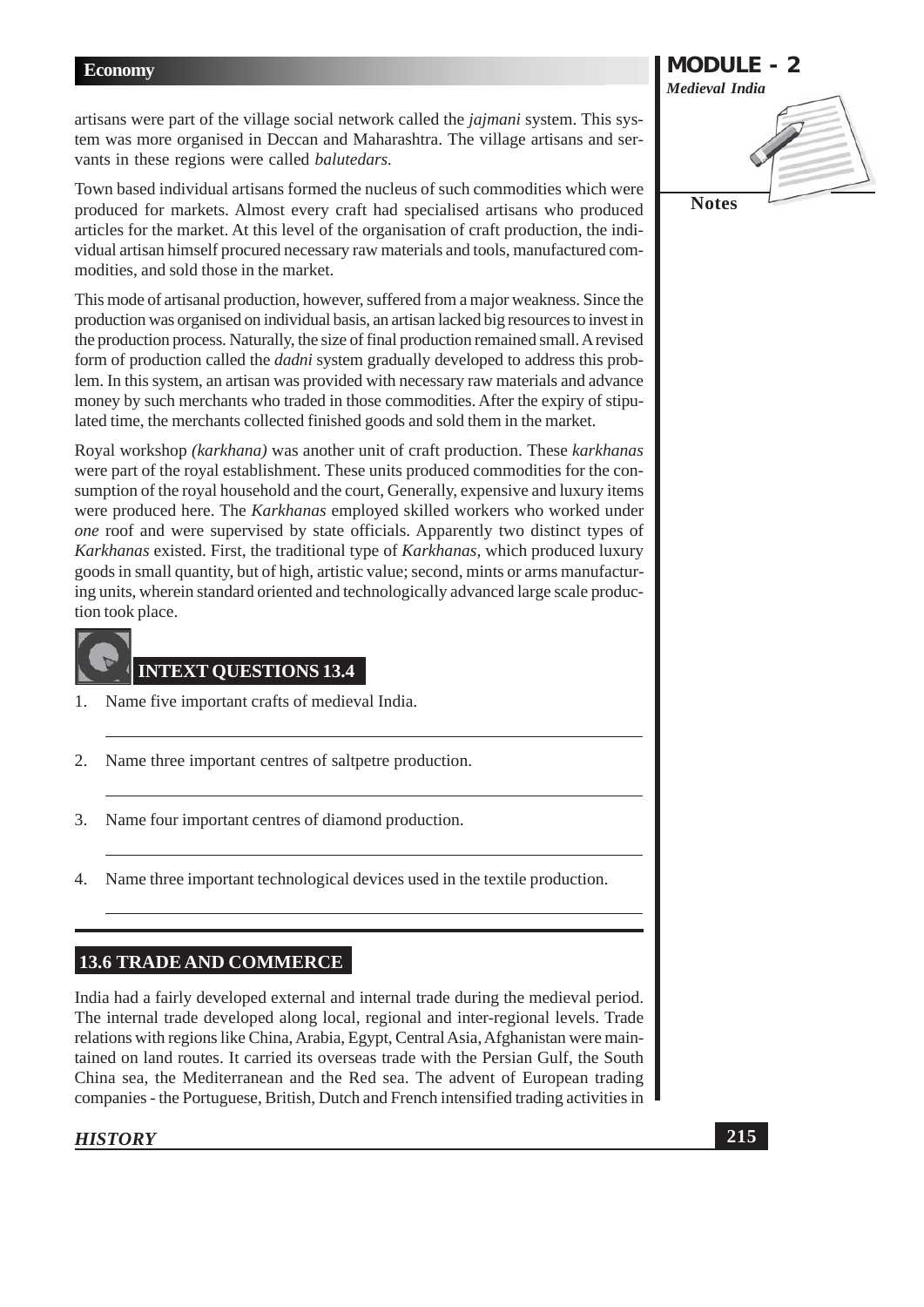artisans were part of the village social network called the *jajmani* system. This system was more organised in Deccan and Maharashtra. The village artisans and servants in these regions were called *balutedars.*

Town based individual artisans formed the nucleus of such commodities which were produced for markets. Almost every craft had specialised artisans who produced articles for the market. At this level of the organisation of craft production, the individual artisan himself procured necessary raw materials and tools, manufactured commodities, and sold those in the market.

This mode of artisanal production, however, suffered from a major weakness. Since the production was organised on individual basis, an artisan lacked big resources to invest in the production process. Naturally, the size of final production remained small. A revised form of production called the *dadni* system gradually developed to address this problem. In this system, an artisan was provided with necessary raw materials and advance money by such merchants who traded in those commodities. After the expiry of stipulated time, the merchants collected finished goods and sold them in the market.

Royal workshop *(karkhana)* was another unit of craft production. These *karkhanas* were part of the royal establishment. These units produced commodities for the consumption of the royal household and the court, Generally, expensive and luxury items were produced here. The *Karkhanas* employed skilled workers who worked under *one* roof and were supervised by state officials. Apparently two distinct types of *Karkhanas* existed. First, the traditional type of *Karkhanas,* which produced luxury goods in small quantity, but of high, artistic value; second, mints or arms manufacturing units, wherein standard oriented and technologically advanced large scale production took place.

### INTEXT QUESTIONS 13.4

1. Name five important crafts of medieval India.

2. Name three important centres of saltpetre production.

3. Name four important centres of diamond production.

4. Name three important technological devices used in the textile production.

## 13.6 TRADE AND COMMERCE

India had a fairly developed external and internal trade during the medieval period. The internal trade developed along local, regional and inter-regional levels. Trade relations with regions like China, Arabia, Egypt, Central Asia, Afghanistan were maintained on land routes. It carried its overseas trade with the Persian Gulf, the South China sea, the Mediterranean and the Red sea. The advent of European trading companies - the Portuguese, British, Dutch and French intensified trading activities in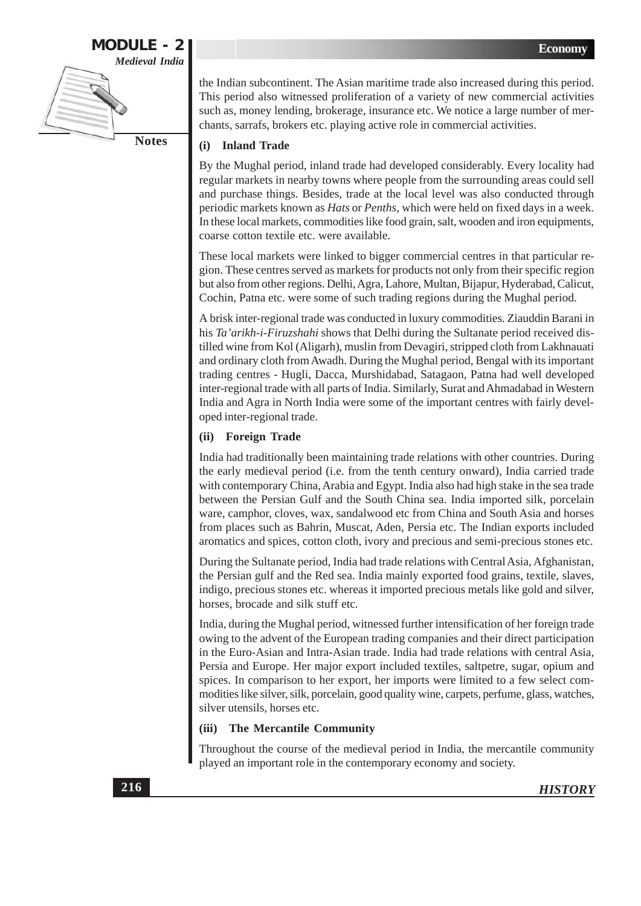the Indian subcontinent. The Asian maritime trade also increased during this period. This period also witnessed proliferation of a variety of new commercial activities such as, money lending, brokerage, insurance etc. We notice a large number of merchants, sarrafs, brokers etc. playing active role in commercial activities.

### (i) Inland Trade

By the Mughal period, inland trade had developed considerably. Every locality had regular markets in nearby towns where people from the surrounding areas could sell and purchase things. Besides, trade at the local level was also conducted through periodic markets known as *Hats* or *Penths*, which were held on fixed days in a week. In these local markets, commodities like food grain, salt, wooden and iron equipments, coarse cotton textile etc. were available.

These local markets were linked to bigger commercial centres in that particular region. These centres served as markets for products not only from their specific region but also from other regions. Delhi, Agra, Lahore, Multan, Bijapur, Hyderabad, Calicut, Cochin, Patna etc. were some of such trading regions during the Mughal period.

A brisk inter-regional trade was conducted in luxury commodities. Ziauddin Barani in his *Ta'arikh-i-Firuzshahi* shows that Delhi during the Sultanate period received distilled wine from Kol (Aligarh), muslin from Devagiri, stripped cloth from Lakhnauati and ordinary cloth from Awadh. During the Mughal period, Bengal with its important trading centres - Hugli, Dacca, Murshidabad, Satagaon, Patna had well developed inter-regional trade with all parts of India. Similarly, Surat and Ahmadabad in Western India and Agra in North India were some of the important centres with fairly developed inter-regional trade.

### (ii) Foreign Trade

India had traditionally been maintaining trade relations with other countries. During the early medieval period (i.e. from the tenth century onward), India carried trade with contemporary China, Arabia and Egypt. India also had high stake in the sea trade between the Persian Gulf and the South China sea. India imported silk, porcelain ware, camphor, cloves, wax, sandalwood etc from China and South Asia and horses from places such as Bahrin, Muscat, Aden, Persia etc. The Indian exports included aromatics and spices, cotton cloth, ivory and precious and semi-precious stones etc.

During the Sultanate period, India had trade relations with Central Asia, Afghanistan, the Persian gulf and the Red sea. India mainly exported food grains, textile, slaves, indigo, precious stones etc. whereas it imported precious metals like gold and silver, horses, brocade and silk stuff etc.

India, during the Mughal period, witnessed further intensification of her foreign trade owing to the advent of the European trading companies and their direct participation in the Euro-Asian and Intra-Asian trade. India had trade relations with central Asia, Persia and Europe. Her major export included textiles, saltpetre, sugar, opium and spices. In comparison to her export, her imports were limited to a few select commodities like silver, silk, porcelain, good quality wine, carpets, perfume, glass, watches, silver utensils, horses etc.

### (iii) The Mercantile Community

Throughout the course of the medieval period in India, the mercantile community played an important role in the contemporary economy and society.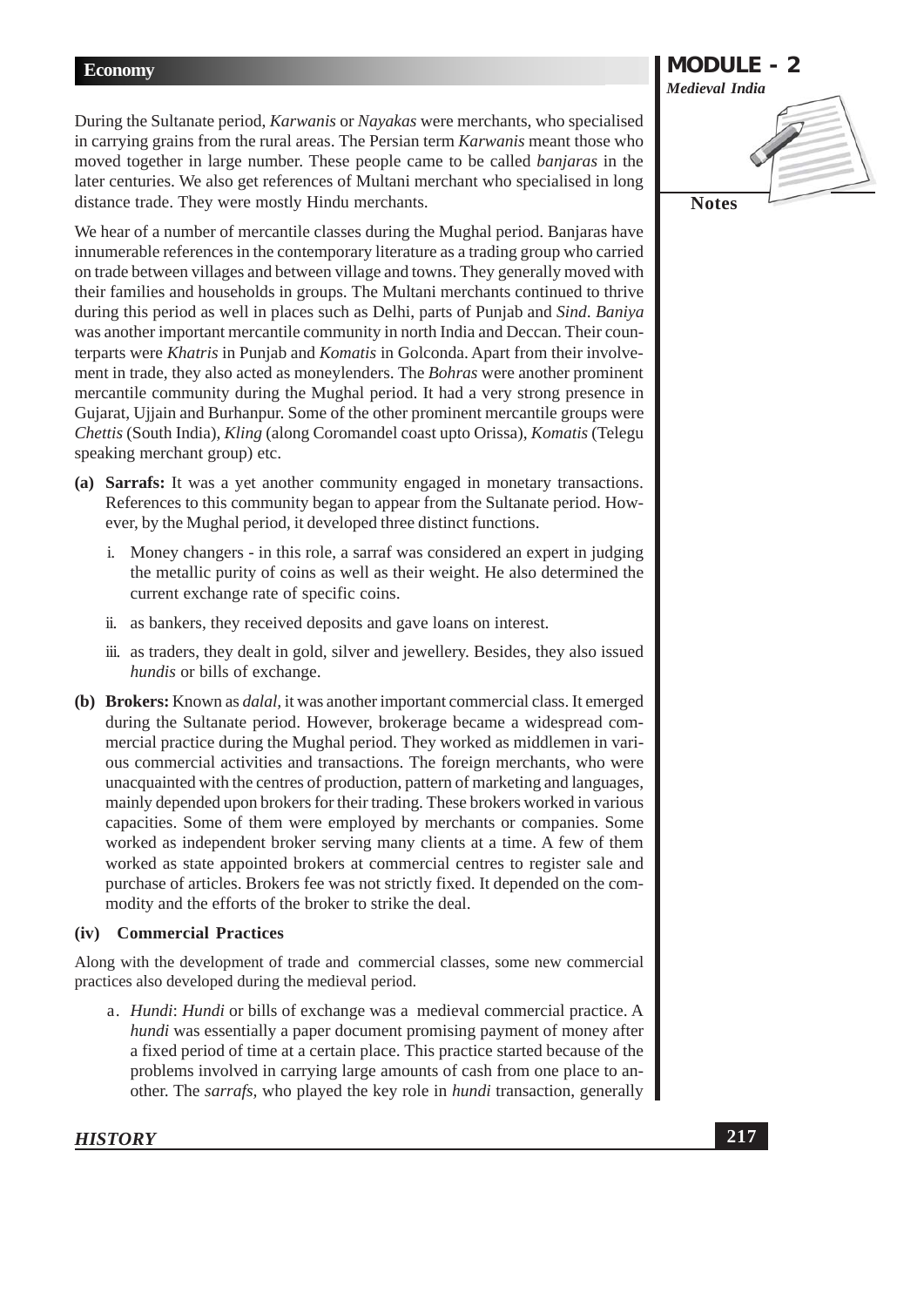During the Sultanate period, *Karwanis* or *Nayakas* were merchants, who specialised in carrying grains from the rural areas. The Persian term *Karwanis* meant those who moved together in large number. These people came to be called *banjaras* in the later centuries. We also get references of Multani merchant who specialised in long distance trade. They were mostly Hindu merchants.

We hear of a number of mercantile classes during the Mughal period. Banjaras have innumerable references in the contemporary literature as a trading group who carried on trade between villages and between village and towns. They generally moved with their families and households in groups. The Multani merchants continued to thrive during this period as well in places such as Delhi, parts of Punjab and *Sind*. *Baniya* was another important mercantile community in north India and Deccan. Their counterparts were *Khatris* in Punjab and *Komatis* in Golconda. Apart from their involvement in trade, they also acted as moneylenders. The *Bohras* were another prominent mercantile community during the Mughal period. It had a very strong presence in Gujarat, Ujjain and Burhanpur. Some of the other prominent mercantile groups were *Chettis* (South India), *Kling* (along Coromandel coast upto Orissa), *Komatis* (Telegu speaking merchant group) etc.

**(a) Sarrafs:** It was a yet another community engaged in monetary transactions. References to this community began to appear from the Sultanate period. However, by the Mughal period, it developed three distinct functions.

   i. Money changers - in this role, a sarraf was considered an expert in judging the metallic purity of coins as well as their weight. He also determined the current exchange rate of specific coins.

   ii. as bankers, they received deposits and gave loans on interest.

   iii. as traders, they dealt in gold, silver and jewellery. Besides, they also issued *hundis* or bills of exchange.

**(b) Brokers:** Known as *dalal*, it was another important commercial class. It emerged during the Sultanate period. However, brokerage became a widespread commercial practice during the Mughal period. They worked as middlemen in various commercial activities and transactions. The foreign merchants, who were unacquainted with the centres of production, pattern of marketing and languages, mainly depended upon brokers for their trading. These brokers worked in various capacities. Some of them were employed by merchants or companies. Some worked as independent broker serving many clients at a time. A few of them worked as state appointed brokers at commercial centres to register sale and purchase of articles. Brokers fee was not strictly fixed. It depended on the commodity and the efforts of the broker to strike the deal.

### (iv) Commercial Practices

Along with the development of trade and commercial classes, some new commercial practices also developed during the medieval period.

   a. *Hundi*: *Hundi* or bills of exchange was a medieval commercial practice. A *hundi* was essentially a paper document promising payment of money after a fixed period of time at a certain place. This practice started because of the problems involved in carrying large amounts of cash from one place to another. The *sarrafs*, who played the key role in *hundi* transaction, generally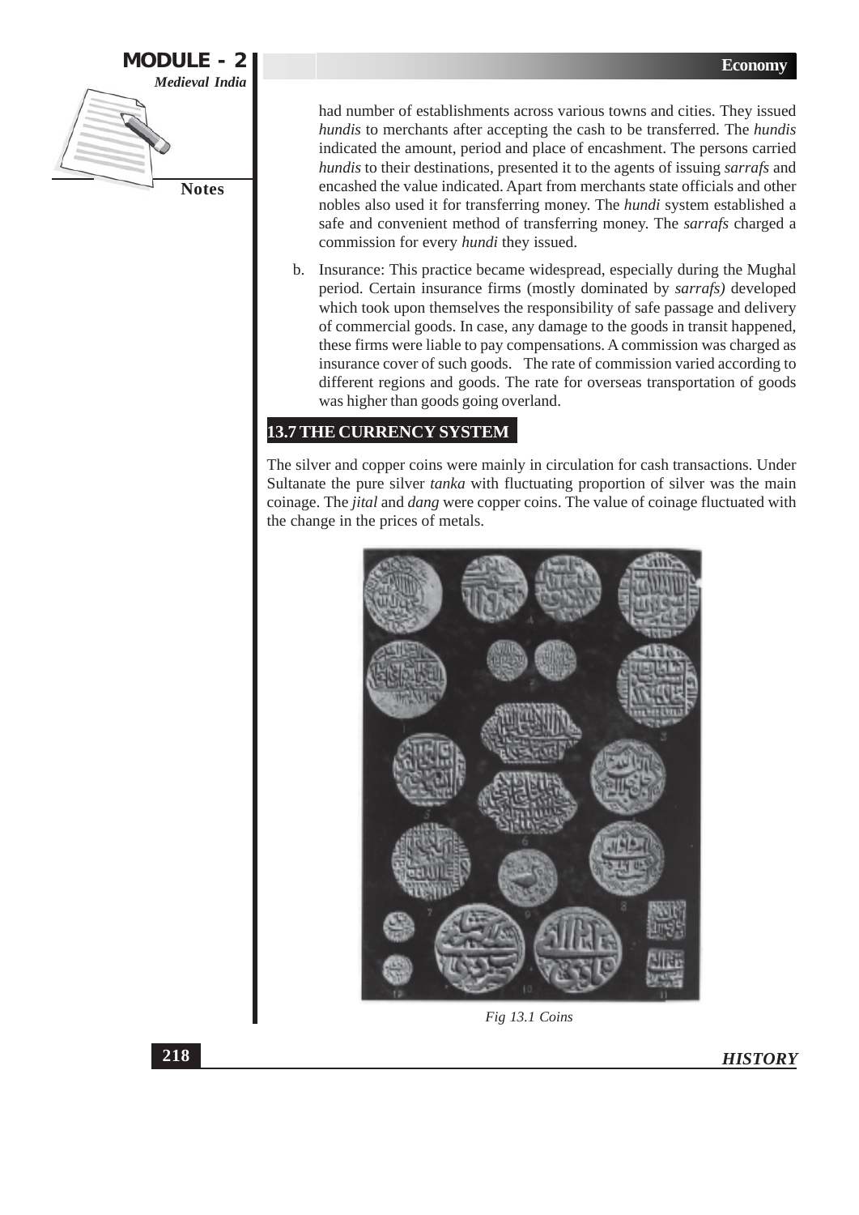had number of establishments across various towns and cities. They issued *hundis* to merchants after accepting the cash to be transferred. The *hundis* indicated the amount, period and place of encashment. The persons carried *hundis* to their destinations, presented it to the agents of issuing *sarrafs* and encashed the value indicated. Apart from merchants state officials and other nobles also used it for transferring money. The *hundi* system established a safe and convenient method of transferring money. The *sarrafs* charged a commission for every *hundi* they issued.

b. Insurance: This practice became widespread, especially during the Mughal period. Certain insurance firms (mostly dominated by *sarrafs)* developed which took upon themselves the responsibility of safe passage and delivery of commercial goods. In case, any damage to the goods in transit happened, these firms were liable to pay compensations. A commission was charged as insurance cover of such goods. The rate of commission varied according to different regions and goods. The rate for overseas transportation of goods was higher than goods going overland.

## 13.7 THE CURRENCY SYSTEM

The silver and copper coins were mainly in circulation for cash transactions. Under Sultanate the pure silver *tanka* with fluctuating proportion of silver was the main coinage. The *jital* and *dang* were copper coins. The value of coinage fluctuated with the change in the prices of metals.

*Fig 13.1 Coins*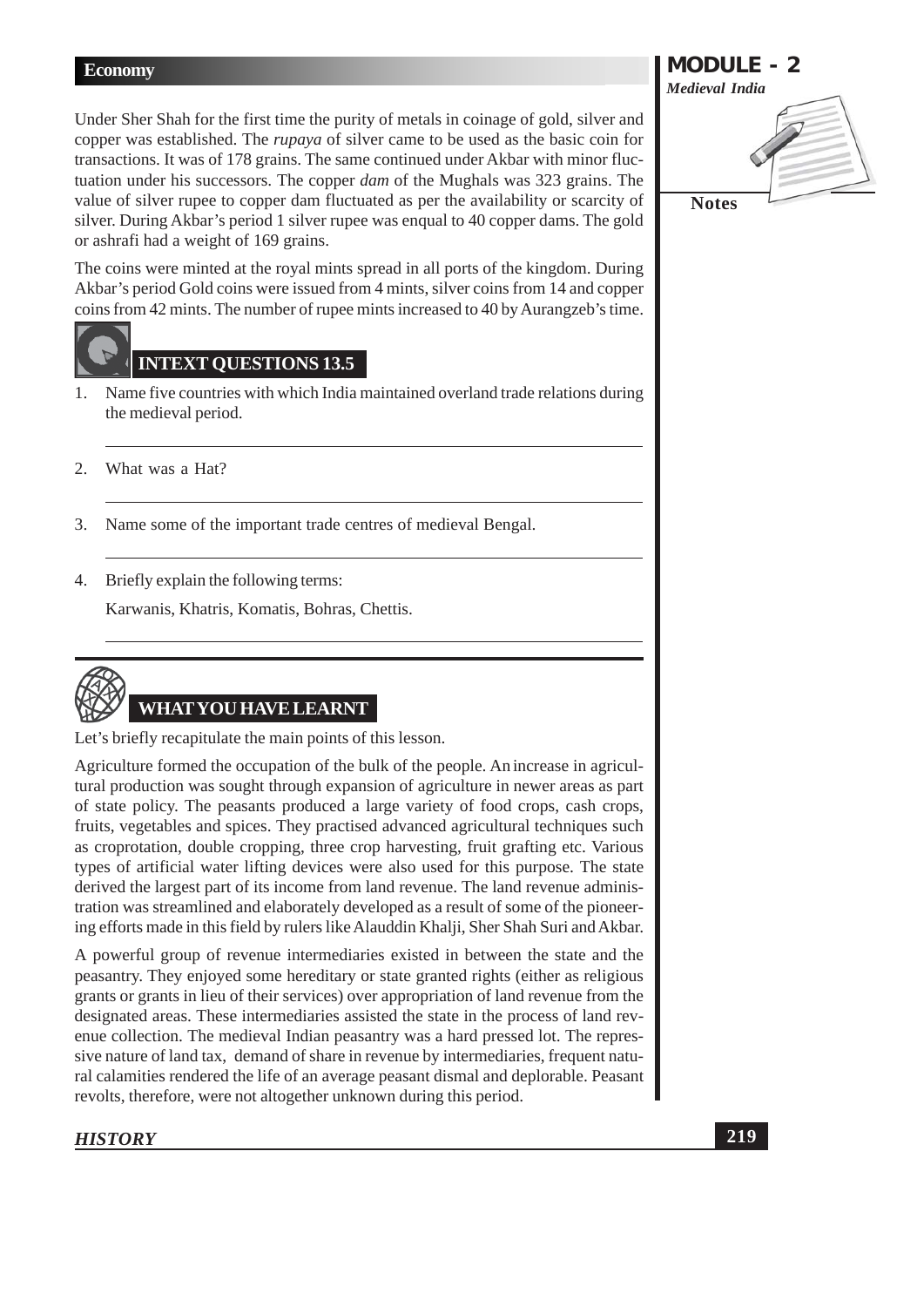Under Sher Shah for the first time the purity of metals in coinage of gold, silver and copper was established. The *rupaya* of silver came to be used as the basic coin for transactions. It was of 178 grains. The same continued under Akbar with minor fluctuation under his successors. The copper *dam* of the Mughals was 323 grains. The value of silver rupee to copper dam fluctuated as per the availability or scarcity of silver. During Akbar's period 1 silver rupee was enqual to 40 copper dams. The gold or ashrafi had a weight of 169 grains.

The coins were minted at the royal mints spread in all ports of the kingdom. During Akbar's period Gold coins were issued from 4 mints, silver coins from 14 and copper coins from 42 mints. The number of rupee mints increased to 40 by Aurangzeb's time.

## INTEXT QUESTIONS 13.5

1. Name five countries with which India maintained overland trade relations during the medieval period.

2. What was a Hat?

3. Name some of the important trade centres of medieval Bengal.

4. Briefly explain the following terms:

   Karwanis, Khatris, Komatis, Bohras, Chettis.

## WHAT YOU HAVE LEARNT

Let's briefly recapitulate the main points of this lesson.

Agriculture formed the occupation of the bulk of the people. An increase in agricultural production was sought through expansion of agriculture in newer areas as part of state policy. The peasants produced a large variety of food crops, cash crops, fruits, vegetables and spices. They practised advanced agricultural techniques such as croprotation, double cropping, three crop harvesting, fruit grafting etc. Various types of artificial water lifting devices were also used for this purpose. The state derived the largest part of its income from land revenue. The land revenue administration was streamlined and elaborately developed as a result of some of the pioneering efforts made in this field by rulers like Alauddin Khalji, Sher Shah Suri and Akbar.

A powerful group of revenue intermediaries existed in between the state and the peasantry. They enjoyed some hereditary or state granted rights (either as religious grants or grants in lieu of their services) over appropriation of land revenue from the designated areas. These intermediaries assisted the state in the process of land revenue collection. The medieval Indian peasantry was a hard pressed lot. The repressive nature of land tax, demand of share in revenue by intermediaries, frequent natural calamities rendered the life of an average peasant dismal and deplorable. Peasant revolts, therefore, were not altogether unknown during this period.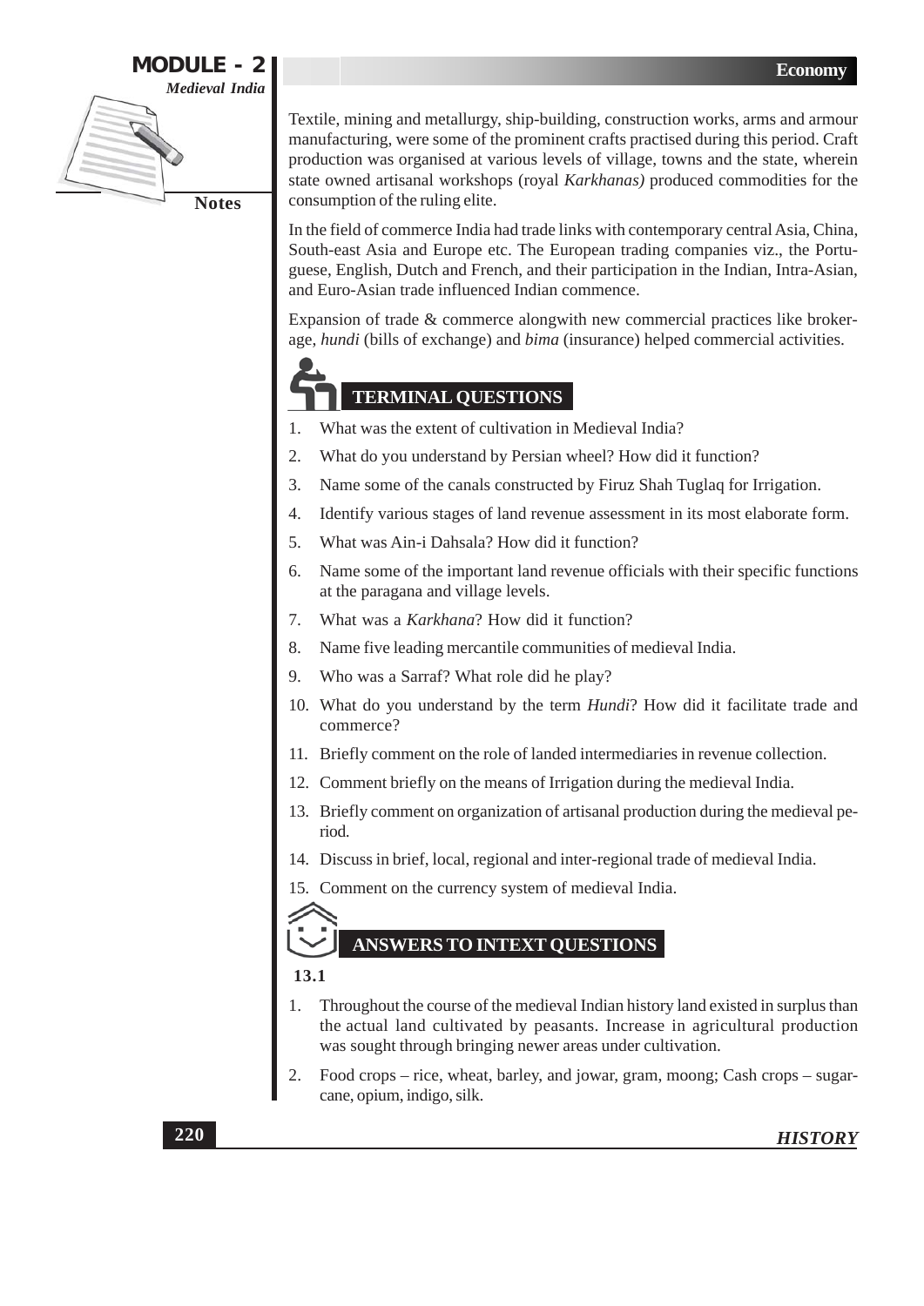Textile, mining and metallurgy, ship-building, construction works, arms and armour manufacturing, were some of the prominent crafts practised during this period. Craft production was organised at various levels of village, towns and the state, wherein state owned artisanal workshops (royal *Karkhanas)* produced commodities for the consumption of the ruling elite.

In the field of commerce India had trade links with contemporary central Asia, China, South-east Asia and Europe etc. The European trading companies viz., the Portuguese, English, Dutch and French, and their participation in the Indian, Intra-Asian, and Euro-Asian trade influenced Indian commence.

Expansion of trade & commerce alongwith new commercial practices like brokerage, *hundi* (bills of exchange) and *bima* (insurance) helped commercial activities.

## TERMINAL QUESTIONS

1. What was the extent of cultivation in Medieval India?
2. What do you understand by Persian wheel? How did it function?
3. Name some of the canals constructed by Firuz Shah Tuglaq for Irrigation.
4. Identify various stages of land revenue assessment in its most elaborate form.
5. What was Ain-i Dahsala? How did it function?
6. Name some of the important land revenue officials with their specific functions at the paragana and village levels.
7. What was a *Karkhana*? How did it function?
8. Name five leading mercantile communities of medieval India.
9. Who was a Sarraf? What role did he play?
10. What do you understand by the term *Hundi*? How did it facilitate trade and commerce?
11. Briefly comment on the role of landed intermediaries in revenue collection.
12. Comment briefly on the means of Irrigation during the medieval India.
13. Briefly comment on organization of artisanal production during the medieval period.
14. Discuss in brief, local, regional and inter-regional trade of medieval India.
15. Comment on the currency system of medieval India.

## ANSWERS TO INTEXT QUESTIONS

**13.1**

1. Throughout the course of the medieval Indian history land existed in surplus than the actual land cultivated by peasants. Increase in agricultural production was sought through bringing newer areas under cultivation.
2. Food crops – rice, wheat, barley, and jowar, gram, moong; Cash crops – sugarcane, opium, indigo, silk.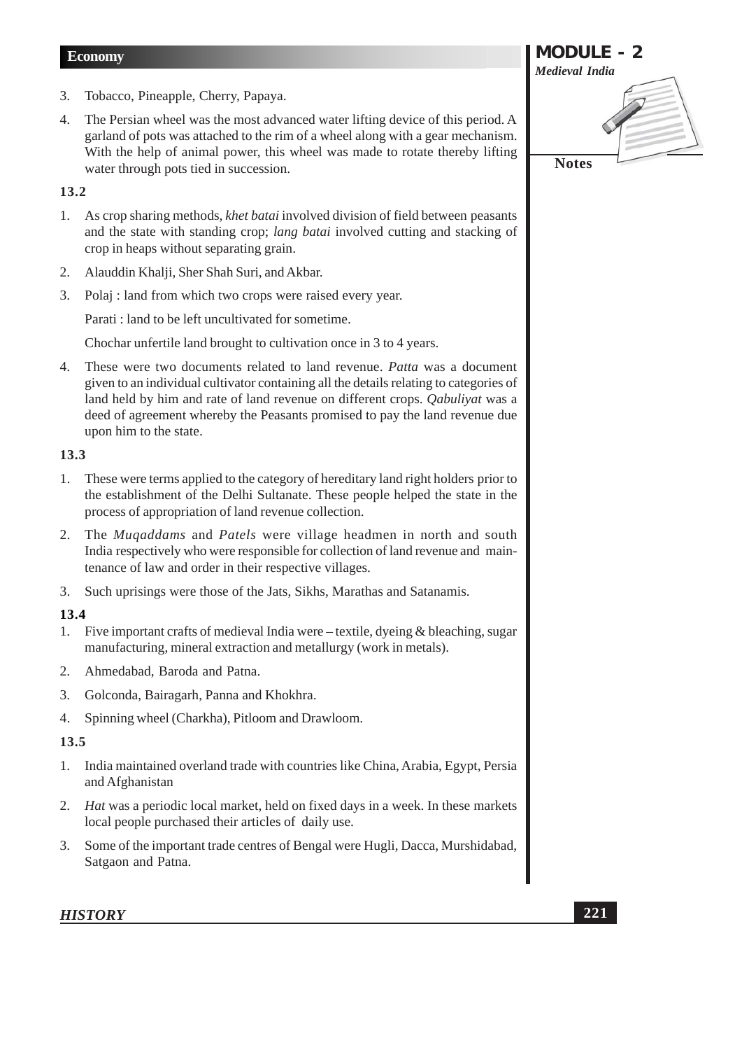3. Tobacco, Pineapple, Cherry, Papaya.
4. The Persian wheel was the most advanced water lifting device of this period. A garland of pots was attached to the rim of a wheel along with a gear mechanism. With the help of animal power, this wheel was made to rotate thereby lifting water through pots tied in succession.

**13.2**

1. As crop sharing methods, *khet batai* involved division of field between peasants and the state with standing crop; *lang batai* involved cutting and stacking of crop in heaps without separating grain.
2. Alauddin Khalji, Sher Shah Suri, and Akbar.
3. Polaj : land from which two crops were raised every year.

   Parati : land to be left uncultivated for sometime.

   Chochar unfertile land brought to cultivation once in 3 to 4 years.
4. These were two documents related to land revenue. *Patta* was a document given to an individual cultivator containing all the details relating to categories of land held by him and rate of land revenue on different crops. *Qabuliyat* was a deed of agreement whereby the Peasants promised to pay the land revenue due upon him to the state.

**13.3**

1. These were terms applied to the category of hereditary land right holders prior to the establishment of the Delhi Sultanate. These people helped the state in the process of appropriation of land revenue collection.
2. The *Muqaddams* and *Patels* were village headmen in north and south India respectively who were responsible for collection of land revenue and maintenance of law and order in their respective villages.
3. Such uprisings were those of the Jats, Sikhs, Marathas and Satanamis.

**13.4**

1. Five important crafts of medieval India were – textile, dyeing & bleaching, sugar manufacturing, mineral extraction and metallurgy (work in metals).
2. Ahmedabad, Baroda and Patna.
3. Golconda, Bairagarh, Panna and Khokhra.
4. Spinning wheel (Charkha), Pitloom and Drawloom.

**13.5**

1. India maintained overland trade with countries like China, Arabia, Egypt, Persia and Afghanistan
2. *Hat* was a periodic local market, held on fixed days in a week. In these markets local people purchased their articles of daily use.
3. Some of the important trade centres of Bengal were Hugli, Dacca, Murshidabad, Satgaon and Patna.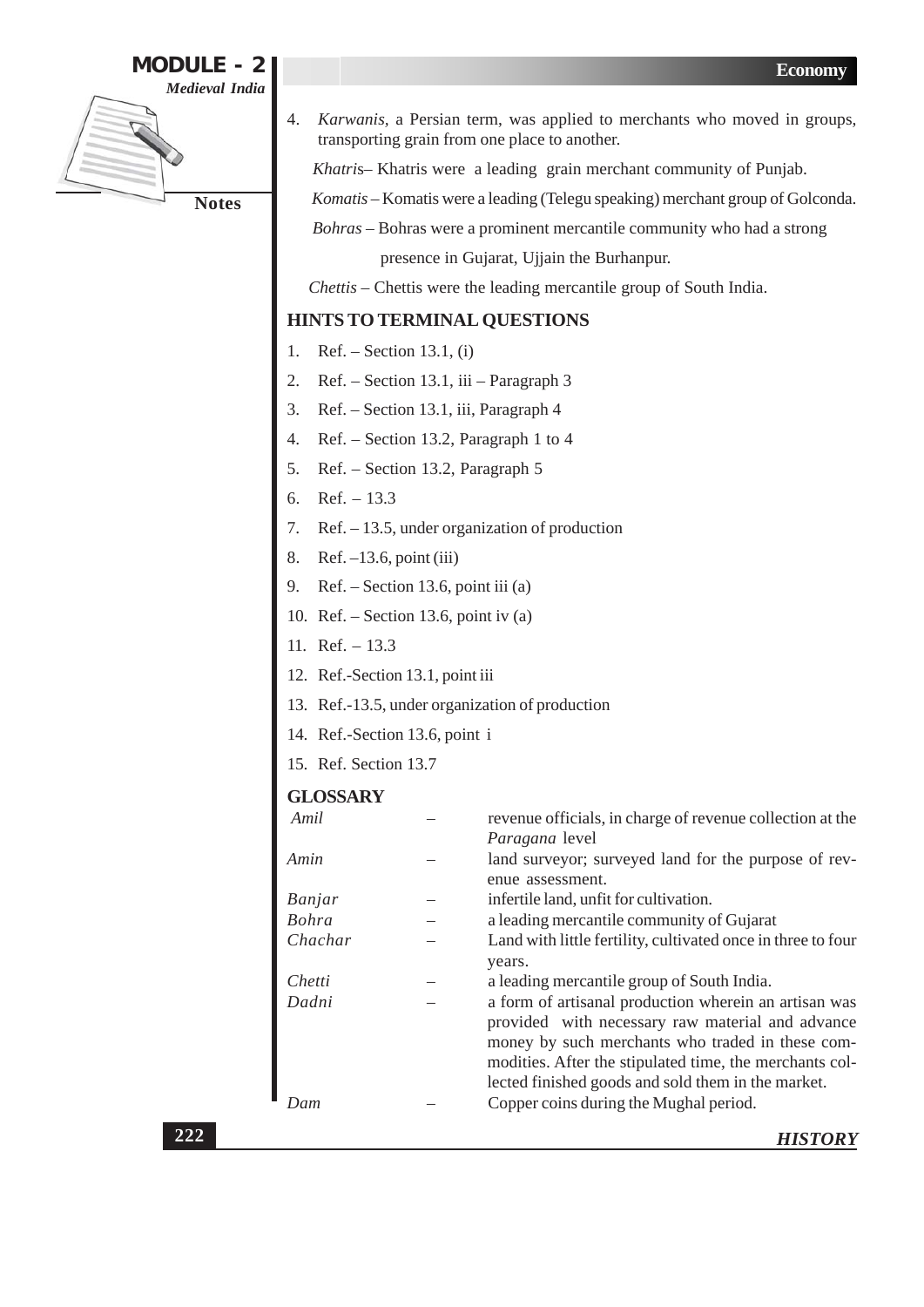4. *Karwanis*, a Persian term, was applied to merchants who moved in groups, transporting grain from one place to another.

   *Khatris*– Khatris were a leading grain merchant community of Punjab.

   *Komatis* – Komatis were a leading (Telegu speaking) merchant group of Golconda.

   *Bohras* – Bohras were a prominent mercantile community who had a strong presence in Gujarat, Ujjain the Burhanpur.

   *Chettis* – Chettis were the leading mercantile group of South India.

## HINTS TO TERMINAL QUESTIONS

1. Ref. – Section 13.1, (i)
2. Ref. – Section 13.1, iii – Paragraph 3
3. Ref. – Section 13.1, iii, Paragraph 4
4. Ref. – Section 13.2, Paragraph 1 to 4
5. Ref. – Section 13.2, Paragraph 5
6. Ref. – 13.3
7. Ref. – 13.5, under organization of production
8. Ref. –13.6, point (iii)
9. Ref. – Section 13.6, point iii (a)
10. Ref. – Section 13.6, point iv (a)
11. Ref. – 13.3
12. Ref.-Section 13.1, point iii
13. Ref.-13.5, under organization of production
14. Ref.-Section 13.6, point i
15. Ref. Section 13.7

## GLOSSARY

| | | |
|---|---|---|
| *Amil* | – | revenue officials, in charge of revenue collection at the *Paragana* level |
| *Amin* | – | land surveyor; surveyed land for the purpose of revenue assessment. |
| *Banjar* | – | infertile land, unfit for cultivation. |
| *Bohra* | – | a leading mercantile community of Gujarat |
| *Chachar* | – | Land with little fertility, cultivated once in three to four years. |
| *Chetti* | – | a leading mercantile group of South India. |
| *Dadni* | – | a form of artisanal production wherein an artisan was provided with necessary raw material and advance money by such merchants who traded in these commodities. After the stipulated time, the merchants collected finished goods and sold them in the market. |
| *Dam* | – | Copper coins during the Mughal period. |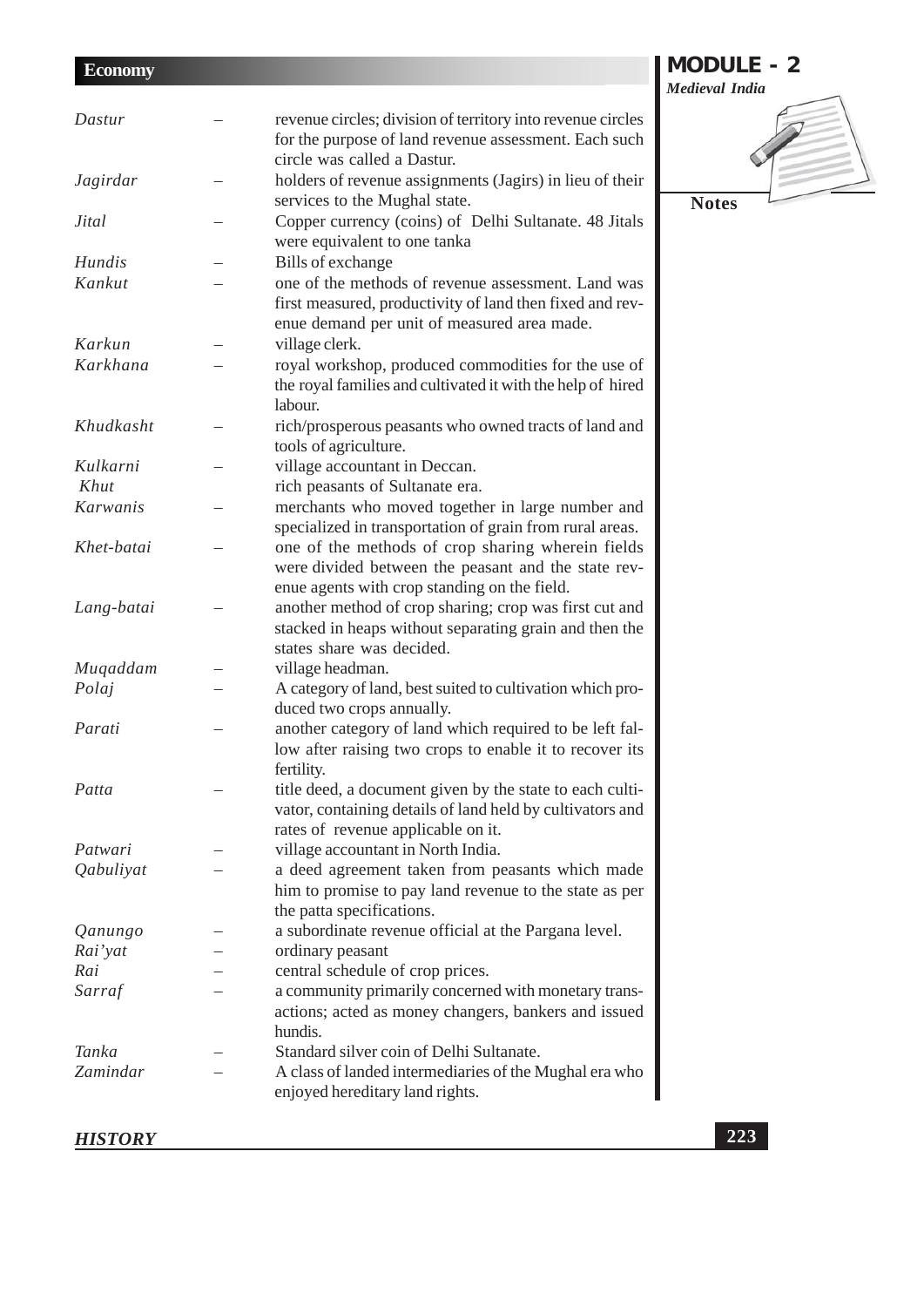| | | |
|---|---|---|
| *Dastur* | – | revenue circles; division of territory into revenue circles for the purpose of land revenue assessment. Each such circle was called a Dastur. |
| *Jagirdar* | – | holders of revenue assignments (Jagirs) in lieu of their services to the Mughal state. |
| *Jital* | – | Copper currency (coins) of Delhi Sultanate. 48 Jitals were equivalent to one tanka |
| *Hundis* | – | Bills of exchange |
| *Kankut* | – | one of the methods of revenue assessment. Land was first measured, productivity of land then fixed and revenue demand per unit of measured area made. |
| *Karkun* | – | village clerk. |
| *Karkhana* | – | royal workshop, produced commodities for the use of the royal families and cultivated it with the help of hired labour. |
| *Khudkasht* | – | rich/prosperous peasants who owned tracts of land and tools of agriculture. |
| *Kulkarni* | – | village accountant in Deccan. |
| *Khut* | | rich peasants of Sultanate era. |
| *Karwanis* | – | merchants who moved together in large number and specialized in transportation of grain from rural areas. |
| *Khet-batai* | – | one of the methods of crop sharing wherein fields were divided between the peasant and the state revenue agents with crop standing on the field. |
| *Lang-batai* | – | another method of crop sharing; crop was first cut and stacked in heaps without separating grain and then the states share was decided. |
| *Muqaddam* | – | village headman. |
| *Polaj* | – | A category of land, best suited to cultivation which produced two crops annually. |
| *Parati* | – | another category of land which required to be left fallow after raising two crops to enable it to recover its fertility. |
| *Patta* | – | title deed, a document given by the state to each cultivator, containing details of land held by cultivators and rates of revenue applicable on it. |
| *Patwari* | – | village accountant in North India. |
| *Qabuliyat* | – | a deed agreement taken from peasants which made him to promise to pay land revenue to the state as per the patta specifications. |
| *Qanungo* | – | a subordinate revenue official at the Pargana level. |
| *Rai'yat* | – | ordinary peasant |
| *Rai* | – | central schedule of crop prices. |
| *Sarraf* | – | a community primarily concerned with monetary transactions; acted as money changers, bankers and issued hundis. |
| *Tanka* | – | Standard silver coin of Delhi Sultanate. |
| *Zamindar* | – | A class of landed intermediaries of the Mughal era who enjoyed hereditary land rights. |